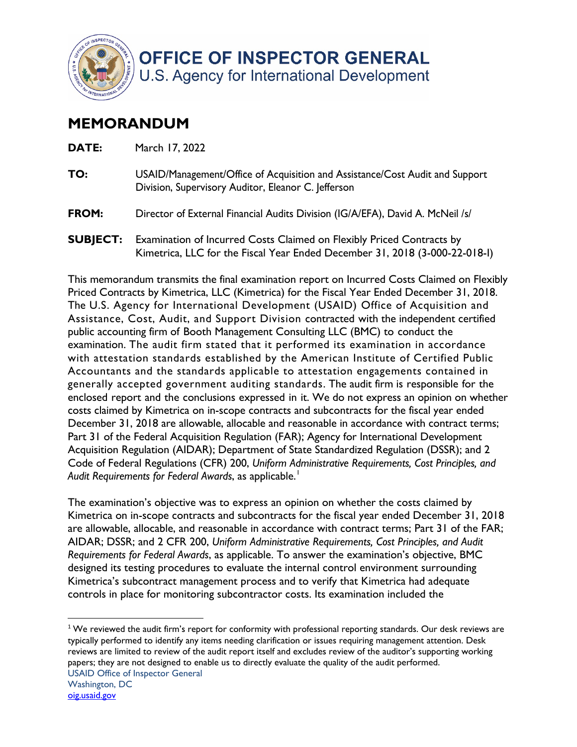# OFFICE OF INSPECTOR GENERAL

U.S. Agency for International Development

## MEMORANDUM

**DATE:** March 17, 2022

**TO:** USAID/Management/Office of Acquisition and Assistance/Cost Audit and Support Division, Supervisory Auditor, Eleanor C. Jefferson

**FROM:** Director of External Financial Audits Division (IG/A/EFA), David A. McNeil /s/

**SUBJECT:** Examination of Incurred Costs Claimed on Flexibly Priced Contracts by Kimetrica, LLC for the Fiscal Year Ended December 31, 2018 (3-000-22-018-I)

This memorandum transmits the final examination report on Incurred Costs Claimed on Flexibly Priced Contracts by Kimetrica, LLC (Kimetrica) for the Fiscal Year Ended December 31, 2018. The U.S. Agency for International Development (USAID) Office of Acquisition and Assistance, Cost, Audit, and Support Division contracted with the independent certified public accounting firm of Booth Management Consulting LLC (BMC) to conduct the examination. The audit firm stated that it performed its examination in accordance with attestation standards established by the American Institute of Certified Public Accountants and the standards applicable to attestation engagements contained in generally accepted government auditing standards. The audit firm is responsible for the enclosed report and the conclusions expressed in it. We do not express an opinion on whether costs claimed by Kimetrica on in-scope contracts and subcontracts for the fiscal year ended December 31, 2018 are allowable, allocable and reasonable in accordance with contract terms; Part 31 of the Federal Acquisition Regulation (FAR); Agency for International Development Acquisition Regulation (AIDAR); Department of State Standardized Regulation (DSSR); and 2 Code of Federal Regulations (CFR) 200, *Uniform Administrative Requirements, Cost Principles, and Audit Requirements for Federal Awards*, as applicable.[1]

The examination's objective was to express an opinion on whether the costs claimed by Kimetrica on in-scope contracts and subcontracts for the fiscal year ended December 31, 2018 are allowable, allocable, and reasonable in accordance with contract terms; Part 31 of the FAR; AIDAR; DSSR; and 2 CFR 200, *Uniform Administrative Requirements, Cost Principles, and Audit Requirements for Federal Awards*, as applicable. To answer the examination's objective, BMC designed its testing procedures to evaluate the internal control environment surrounding Kimetrica's subcontract management process and to verify that Kimetrica had adequate controls in place for monitoring subcontractor costs. Its examination included the

[1] We reviewed the audit firm's report for conformity with professional reporting standards. Our desk reviews are typically performed to identify any items needing clarification or issues requiring management attention. Desk reviews are limited to review of the audit report itself and excludes review of the auditor's supporting working papers; they are not designed to enable us to directly evaluate the quality of the audit performed.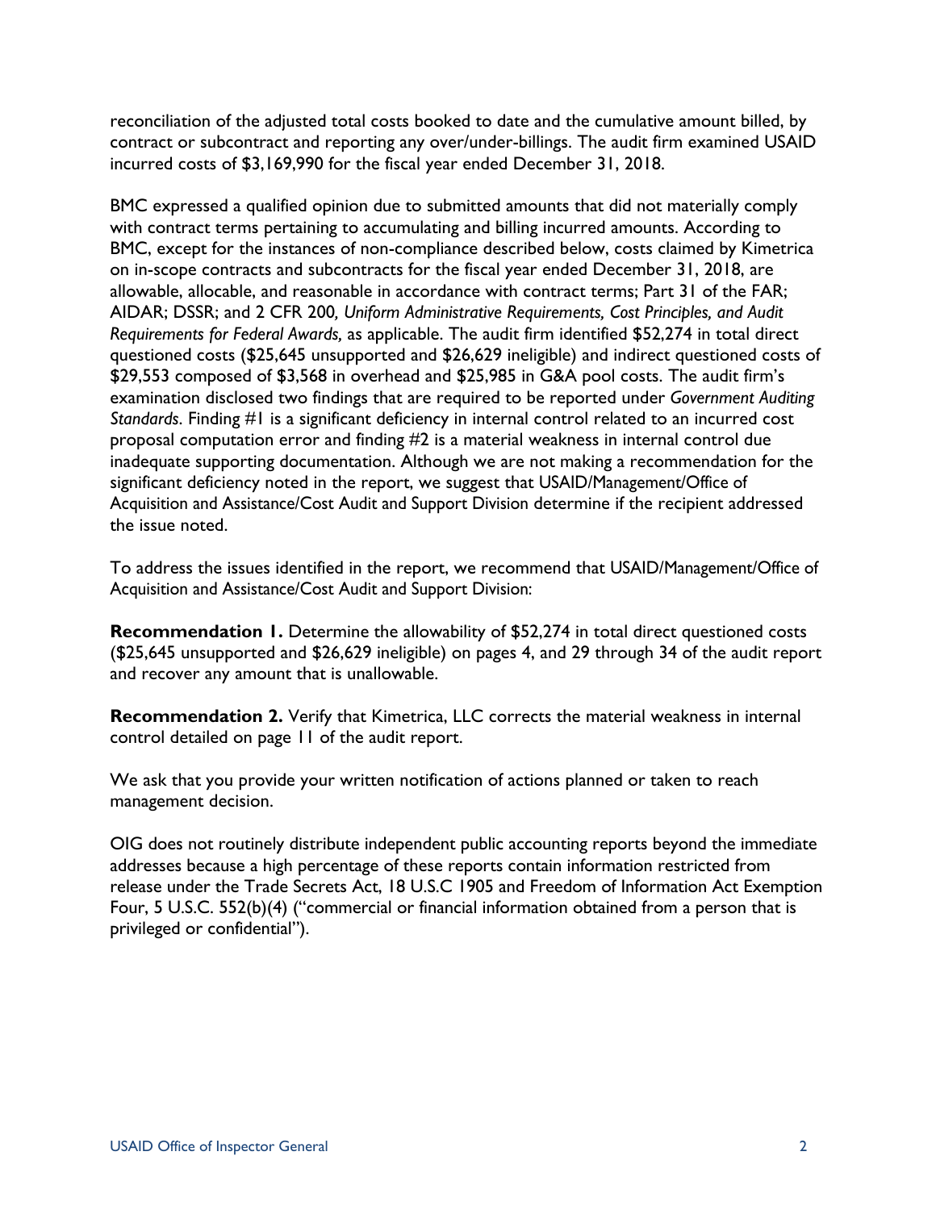reconciliation of the adjusted total costs booked to date and the cumulative amount billed, by contract or subcontract and reporting any over/under-billings. The audit firm examined USAID incurred costs of $3,169,990 for the fiscal year ended December 31, 2018.

BMC expressed a qualified opinion due to submitted amounts that did not materially comply with contract terms pertaining to accumulating and billing incurred amounts. According to BMC, except for the instances of non-compliance described below, costs claimed by Kimetrica on in-scope contracts and subcontracts for the fiscal year ended December 31, 2018, are allowable, allocable, and reasonable in accordance with contract terms; Part 31 of the FAR; AIDAR; DSSR; and 2 CFR 200*, Uniform Administrative Requirements, Cost Principles, and Audit Requirements for Federal Awards,* as applicable. The audit firm identified $52,274 in total direct questioned costs ($25,645 unsupported and $26,629 ineligible) and indirect questioned costs of $29,553 composed of $3,568 in overhead and $25,985 in G&A pool costs. The audit firm's examination disclosed two findings that are required to be reported under *Government Auditing Standards*. Finding #1 is a significant deficiency in internal control related to an incurred cost proposal computation error and finding #2 is a material weakness in internal control due inadequate supporting documentation. Although we are not making a recommendation for the significant deficiency noted in the report, we suggest that USAID/Management/Office of Acquisition and Assistance/Cost Audit and Support Division determine if the recipient addressed the issue noted.

To address the issues identified in the report, we recommend that USAID/Management/Office of Acquisition and Assistance/Cost Audit and Support Division:

**Recommendation 1.** Determine the allowability of $52,274 in total direct questioned costs ($25,645 unsupported and $26,629 ineligible) on pages 4, and 29 through 34 of the audit report and recover any amount that is unallowable.

**Recommendation 2.** Verify that Kimetrica, LLC corrects the material weakness in internal control detailed on page 11 of the audit report.

We ask that you provide your written notification of actions planned or taken to reach management decision.

OIG does not routinely distribute independent public accounting reports beyond the immediate addresses because a high percentage of these reports contain information restricted from release under the Trade Secrets Act, 18 U.S.C 1905 and Freedom of Information Act Exemption Four, 5 U.S.C. 552(b)(4) ("commercial or financial information obtained from a person that is privileged or confidential").